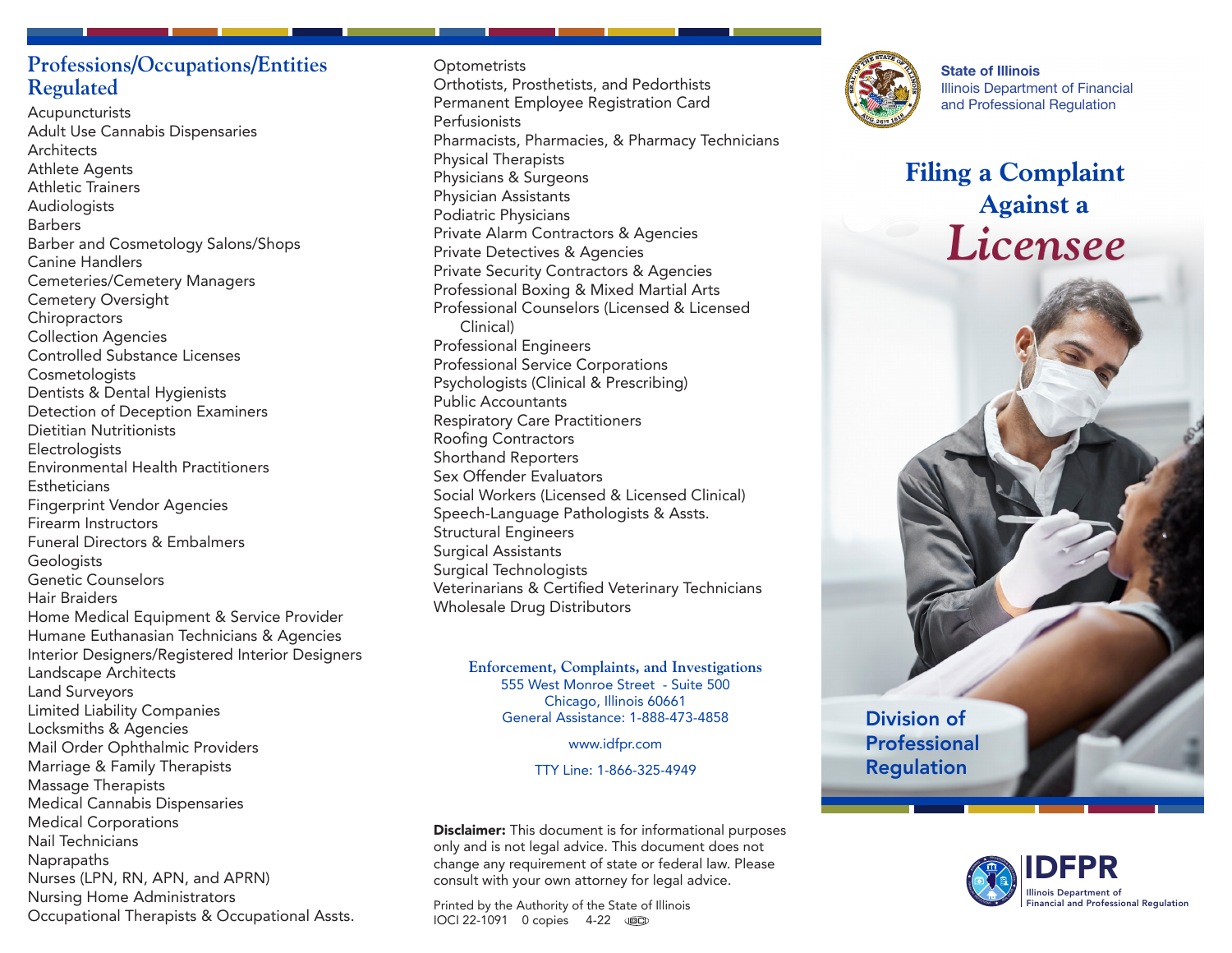## Professions/Occupations/Entities Regulated

- Acupuncturists
- Adult Use Cannabis Dispensaries
- Architects
- Athlete Agents
- Athletic Trainers
- Audiologists
- Barbers
- Barber and Cosmetology Salons/Shops
- Canine Handlers
- Cemeteries/Cemetery Managers
- Cemetery Oversight
- Chiropractors
- Collection Agencies
- Controlled Substance Licenses
- Cosmetologists
- Dentists & Dental Hygienists
- Detection of Deception Examiners
- Dietitian Nutritionists
- Electrologists
- Environmental Health Practitioners
- Estheticians
- Fingerprint Vendor Agencies
- Firearm Instructors
- Funeral Directors & Embalmers
- Geologists
- Genetic Counselors
- Hair Braiders
- Home Medical Equipment & Service Provider
- Humane Euthanasian Technicians & Agencies
- Interior Designers/Registered Interior Designers
- Landscape Architects
- Land Surveyors
- Limited Liability Companies
- Locksmiths & Agencies
- Mail Order Ophthalmic Providers
- Marriage & Family Therapists
- Massage Therapists
- Medical Cannabis Dispensaries
- Medical Corporations
- Nail Technicians
- Naprapaths
- Nurses (LPN, RN, APN, and APRN)
- Nursing Home Administrators
- Occupational Therapists & Occupational Assts.
- Optometrists
- Orthotists, Prosthetists, and Pedorthists
- Permanent Employee Registration Card
- Perfusionists
- Pharmacists, Pharmacies, & Pharmacy Technicians
- Physical Therapists
- Physicians & Surgeons
- Physician Assistants
- Podiatric Physicians
- Private Alarm Contractors & Agencies
- Private Detectives & Agencies
- Private Security Contractors & Agencies
- Professional Boxing & Mixed Martial Arts
- Professional Counselors (Licensed & Licensed Clinical)
- Professional Engineers
- Professional Service Corporations
- Psychologists (Clinical & Prescribing)
- Public Accountants
- Respiratory Care Practitioners
- Roofing Contractors
- Shorthand Reporters
- Sex Offender Evaluators
- Social Workers (Licensed & Licensed Clinical)
- Speech-Language Pathologists & Assts.
- Structural Engineers
- Surgical Assistants
- Surgical Technologists
- Veterinarians & Certified Veterinary Technicians
- Wholesale Drug Distributors

**Enforcement, Complaints, and Investigations**
555 West Monroe Street - Suite 500
Chicago, Illinois 60661
General Assistance: 1-888-473-4858

www.idfpr.com

TTY Line: 1-866-325-4949

**Disclaimer:** This document is for informational purposes only and is not legal advice. This document does not change any requirement of state or federal law. Please consult with your own attorney for legal advice.

Printed by the Authority of the State of Illinois
IOCI 22-1091 0 copies 4-22

**State of Illinois**
Illinois Department of Financial and Professional Regulation

# Filing a Complaint Against a *Licensee*

Division of Professional Regulation

IDFPR
Illinois Department of Financial and Professional Regulation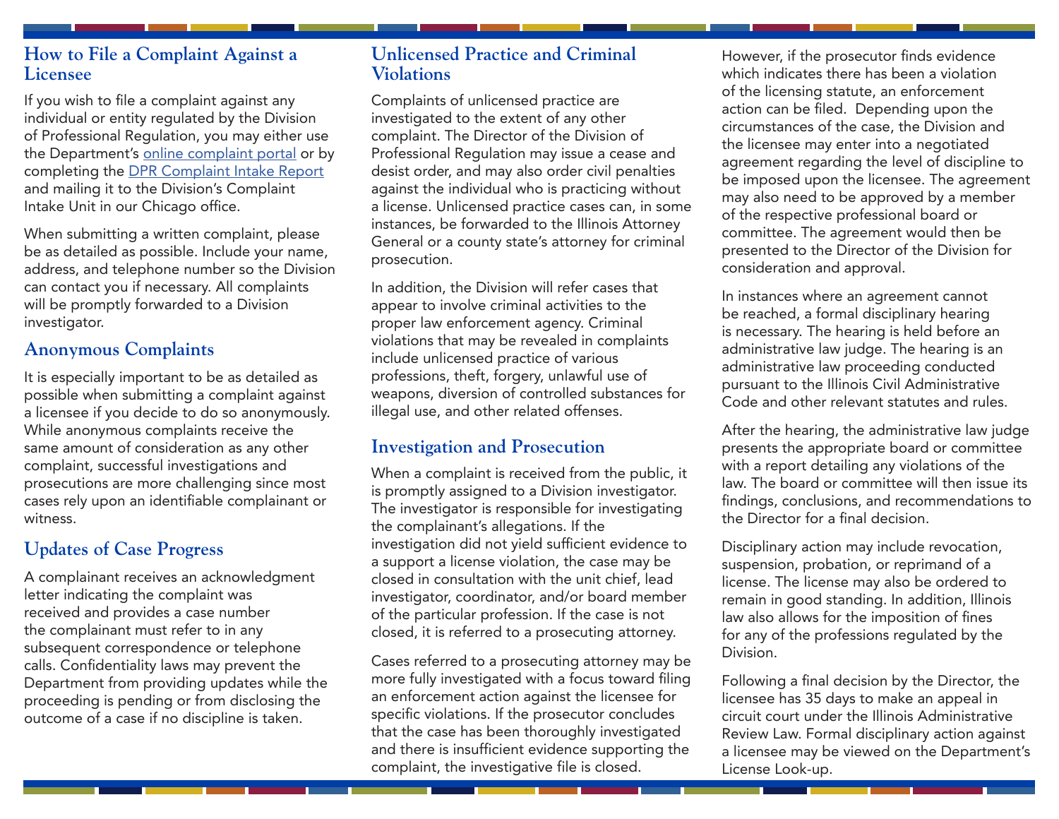## How to File a Complaint Against a Licensee

If you wish to file a complaint against any individual or entity regulated by the Division of Professional Regulation, you may either use the Department's online complaint portal or by completing the DPR Complaint Intake Report and mailing it to the Division's Complaint Intake Unit in our Chicago office.

When submitting a written complaint, please be as detailed as possible. Include your name, address, and telephone number so the Division can contact you if necessary. All complaints will be promptly forwarded to a Division investigator.

## Anonymous Complaints

It is especially important to be as detailed as possible when submitting a complaint against a licensee if you decide to do so anonymously. While anonymous complaints receive the same amount of consideration as any other complaint, successful investigations and prosecutions are more challenging since most cases rely upon an identifiable complainant or witness.

## Updates of Case Progress

A complainant receives an acknowledgment letter indicating the complaint was received and provides a case number the complainant must refer to in any subsequent correspondence or telephone calls. Confidentiality laws may prevent the Department from providing updates while the proceeding is pending or from disclosing the outcome of a case if no discipline is taken.

## Unlicensed Practice and Criminal Violations

Complaints of unlicensed practice are investigated to the extent of any other complaint. The Director of the Division of Professional Regulation may issue a cease and desist order, and may also order civil penalties against the individual who is practicing without a license. Unlicensed practice cases can, in some instances, be forwarded to the Illinois Attorney General or a county state's attorney for criminal prosecution.

In addition, the Division will refer cases that appear to involve criminal activities to the proper law enforcement agency. Criminal violations that may be revealed in complaints include unlicensed practice of various professions, theft, forgery, unlawful use of weapons, diversion of controlled substances for illegal use, and other related offenses.

## Investigation and Prosecution

When a complaint is received from the public, it is promptly assigned to a Division investigator. The investigator is responsible for investigating the complainant's allegations. If the investigation did not yield sufficient evidence to a support a license violation, the case may be closed in consultation with the unit chief, lead investigator, coordinator, and/or board member of the particular profession. If the case is not closed, it is referred to a prosecuting attorney.

Cases referred to a prosecuting attorney may be more fully investigated with a focus toward filing an enforcement action against the licensee for specific violations. If the prosecutor concludes that the case has been thoroughly investigated and there is insufficient evidence supporting the complaint, the investigative file is closed.

However, if the prosecutor finds evidence which indicates there has been a violation of the licensing statute, an enforcement action can be filed. Depending upon the circumstances of the case, the Division and the licensee may enter into a negotiated agreement regarding the level of discipline to be imposed upon the licensee. The agreement may also need to be approved by a member of the respective professional board or committee. The agreement would then be presented to the Director of the Division for consideration and approval.

In instances where an agreement cannot be reached, a formal disciplinary hearing is necessary. The hearing is held before an administrative law judge. The hearing is an administrative law proceeding conducted pursuant to the Illinois Civil Administrative Code and other relevant statutes and rules.

After the hearing, the administrative law judge presents the appropriate board or committee with a report detailing any violations of the law. The board or committee will then issue its findings, conclusions, and recommendations to the Director for a final decision.

Disciplinary action may include revocation, suspension, probation, or reprimand of a license. The license may also be ordered to remain in good standing. In addition, Illinois law also allows for the imposition of fines for any of the professions regulated by the Division.

Following a final decision by the Director, the licensee has 35 days to make an appeal in circuit court under the Illinois Administrative Review Law. Formal disciplinary action against a licensee may be viewed on the Department's License Look-up.